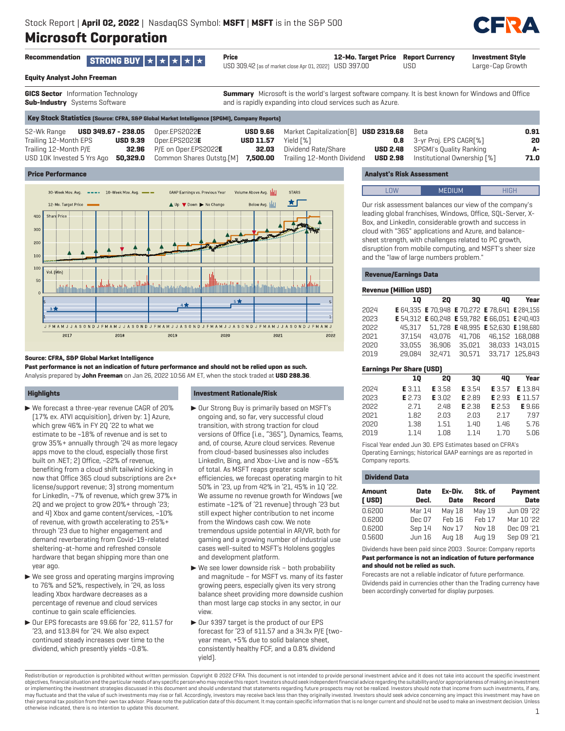Stock Report | **April 02, 2022** | NasdaqGS Symbol: **MSFT** | **MSFT** is in the S&P 500

# Microsoft Corporation

| Recommendation | Price | 12-Mo. Target Price | Report Currency | Investment Style |
|---|---|---|---|---|
| STRONG BUY ★★★★★ | USD 309.42 (as of market close Apr 01, 2022) | USD 397.00 | USD | Large-Cap Growth |

**Equity Analyst John Freeman**

**GICS Sector** Information Technology
**Sub-Industry** Systems Software

**Summary** Microsoft is the world's largest software company. It is best known for Windows and Office and is rapidly expanding into cloud services such as Azure.

## Key Stock Statistics (Source: CFRA, S&P Global Market Intelligence (SPGMI), Company Reports)

| | | | | | | | |
|---|---|---|---|---|---|---|---|
| 52-Wk Range | USD 349.67 - 238.05 | Oper.EPS2022**E** | USD 9.66 | Market Capitalization[B] | USD 2319.68 | Beta | 0.91 |
| Trailing 12-Month EPS | USD 9.39 | Oper.EPS2023**E** | USD 11.57 | Yield [%] | 0.8 | 3-yr Proj. EPS CAGR[%] | 20 |
| Trailing 12-Month P/E | 32.96 | P/E on Oper.EPS2022**E** | 32.03 | Dividend Rate/Share | USD 2.48 | SPGMI's Quality Ranking | A- |
| USD 10K Invested 5 Yrs Ago | 50,329.0 | Common Shares Outstg.[M] | 7,500.00 | Trailing 12-Month Dividend | USD 2.98 | Institutional Ownership [%] | 71.0 |

## Price Performance

30-Week Mov. Avg. 10-Week Mov. Avg. GAAP Earnings vs. Previous Year Volume Above Avg. STARS
12-Mo. Target Price ▲ Up ▼ Down ▶ No Change Below Avg.
Share Price
Vol. (Mln)
2017 2018 2019 2020 2021 2022

**Source: CFRA, S&P Global Market Intelligence**
**Past performance is not an indication of future performance and should not be relied upon as such.**
Analysis prepared by **John Freeman** on Jan 26, 2022 10:56 AM ET, when the stock traded at **USD 288.36**.

## Highlights

- We forecast a three-year revenue CAGR of 20% (17% ex. ATVI acquisition), driven by: 1) Azure, which grew 46% in FY 2Q '22 to what we estimate to be ~18% of revenue and is set to grow 35%+ annually through '24 as more legacy apps move to the cloud, especially those first built on .NET; 2] Office, ~22% of revenue, benefiting from a cloud shift tailwind kicking in now that Office 365 cloud subscriptions are 2x+ license/support revenue; 3] strong momentum for LinkedIn, ~7% of revenue, which grew 37% in 2Q and we project to grow 20%+ through '23; and 4] Xbox and game content/services, ~10% of revenue, with growth accelerating to 25%+ through '23 due to higher engagement and demand reverberating from Covid-19-related sheltering-at-home and refreshed console hardware that began shipping more than one year ago.
- We see gross and operating margins improving to 76% and 52%, respectively, in '24, as loss leading Xbox hardware decreases as a percentage of revenue and cloud services continue to gain scale efficiencies.
- Our EPS forecasts are $9.66 for '22, $11.57 for '23, and $13.84 for '24. We also expect continued steady increases over time to the dividend, which presently yields ~0.8%.

## Investment Rationale/Risk

- Our Strong Buy is primarily based on MSFT's ongoing and, so far, very successful cloud transition, with strong traction for cloud versions of Office (i.e., "365"), Dynamics, Teams, and, of course, Azure cloud services. Revenue from cloud-based businesses also includes LinkedIn, Bing, and Xbox-Live and is now ~65% of total. As MSFT reaps greater scale efficiencies, we forecast operating margin to hit 50% in '23, up from 42% in '21, 45% in 1Q '22. We assume no revenue growth for Windows (we estimate ~12% of '21 revenue) through '23 but still expect higher contribution to net income from the Windows cash cow. We note tremendous upside potential in AR/VR, both for gaming and a growing number of industrial use cases well-suited to MSFT's Hololens goggles and development platform.
- We see lower downside risk – both probability and magnitude – for MSFT vs. many of its faster growing peers, especially given its very strong balance sheet providing more downside cushion than most large cap stocks in any sector, in our view.
- Our $397 target is the product of our EPS forecast for '23 of $11.57 and a 34.3x P/E (two-year mean, +5% due to solid balance sheet, consistently healthy FCF, and a 0.8% dividend yield).

## Analyst's Risk Assessment

LOW | **MEDIUM** | HIGH

Our risk assessment balances our view of the company's leading global franchises, Windows, Office, SQL-Server, X-Box, and LinkedIn, considerable growth and success in cloud with "365" applications and Azure, and balance-sheet strength, with challenges related to PC growth, disruption from mobile computing, and MSFT's sheer size and the "law of large numbers problem."

## Revenue/Earnings Data

### Revenue (Million USD)

| | 1Q | 2Q | 3Q | 4Q | Year |
|---|---|---|---|---|---|
| 2024 | **E** 64,335 | **E** 70,948 | **E** 70,272 | **E** 78,641 | **E** 284,156 |
| 2023 | **E** 54,312 | **E** 60,248 | **E** 59,782 | **E** 66,051 | **E** 240,403 |
| 2022 | 45,317 | 51,728 | **E** 48,995 | **E** 52,630 | **E** 198,680 |
| 2021 | 37,154 | 43,076 | 41,706 | 46,152 | 168,088 |
| 2020 | 33,055 | 36,906 | 35,021 | 38,033 | 143,015 |
| 2019 | 29,084 | 32,471 | 30,571 | 33,717 | 125,843 |

### Earnings Per Share (USD)

| | 1Q | 2Q | 3Q | 4Q | Year |
|---|---|---|---|---|---|
| 2024 | **E** 3.11 | **E** 3.58 | **E** 3.54 | **E** 3.57 | **E** 13.84 |
| 2023 | **E** 2.73 | **E** 3.02 | **E** 2.89 | **E** 2.93 | **E** 11.57 |
| 2022 | 2.71 | 2.48 | **E** 2.38 | **E** 2.53 | **E** 9.66 |
| 2021 | 1.82 | 2.03 | 2.03 | 2.17 | 7.97 |
| 2020 | 1.38 | 1.51 | 1.40 | 1.46 | 5.76 |
| 2019 | 1.14 | 1.08 | 1.14 | 1.70 | 5.06 |

Fiscal Year ended Jun 30. EPS Estimates based on CFRA's Operating Earnings; historical GAAP earnings are as reported in Company reports.

## Dividend Data

| Amount (USD) | Date Decl. | Ex-Div. Date | Stk. of Record | Payment Date |
|---|---|---|---|---|
| 0.6200 | Mar 14 | May 18 | May 19 | Jun 09 '22 |
| 0.6200 | Dec 07 | Feb 16 | Feb 17 | Mar 10 '22 |
| 0.6200 | Sep 14 | Nov 17 | Nov 18 | Dec 09 '21 |
| 0.5600 | Jun 16 | Aug 18 | Aug 19 | Sep 09 '21 |

Dividends have been paid since 2003 . Source: Company reports
**Past performance is not an indication of future performance and should not be relied as such.**
Forecasts are not a reliable indicator of future performance.
Dividends paid in currencies other than the Trading currency have been accordingly converted for display purposes.

Redistribution or reproduction is prohibited without written permission. Copyright © 2022 CFRA. This document is not intended to provide personal investment advice and it does not take into account the specific investment objectives, financial situation and the particular needs of any specific person who may receive this report. Investors should seek independent financial advice regarding the suitability and/or appropriateness of making an investment or implementing the investment strategies discussed in this document and should understand that statements regarding future prospects may not be realized. Investors should note that income from such investments, if any, may fluctuate and that the value of such investments may rise or fall. Accordingly, investors may receive back less than they originally invested. Investors should seek advice concerning any impact this investment may have on their personal tax position from their own tax advisor. Please note the publication date of this document. It may contain specific information that is no longer current and should not be used to make an investment decision. Unless otherwise indicated, there is no intention to update this document.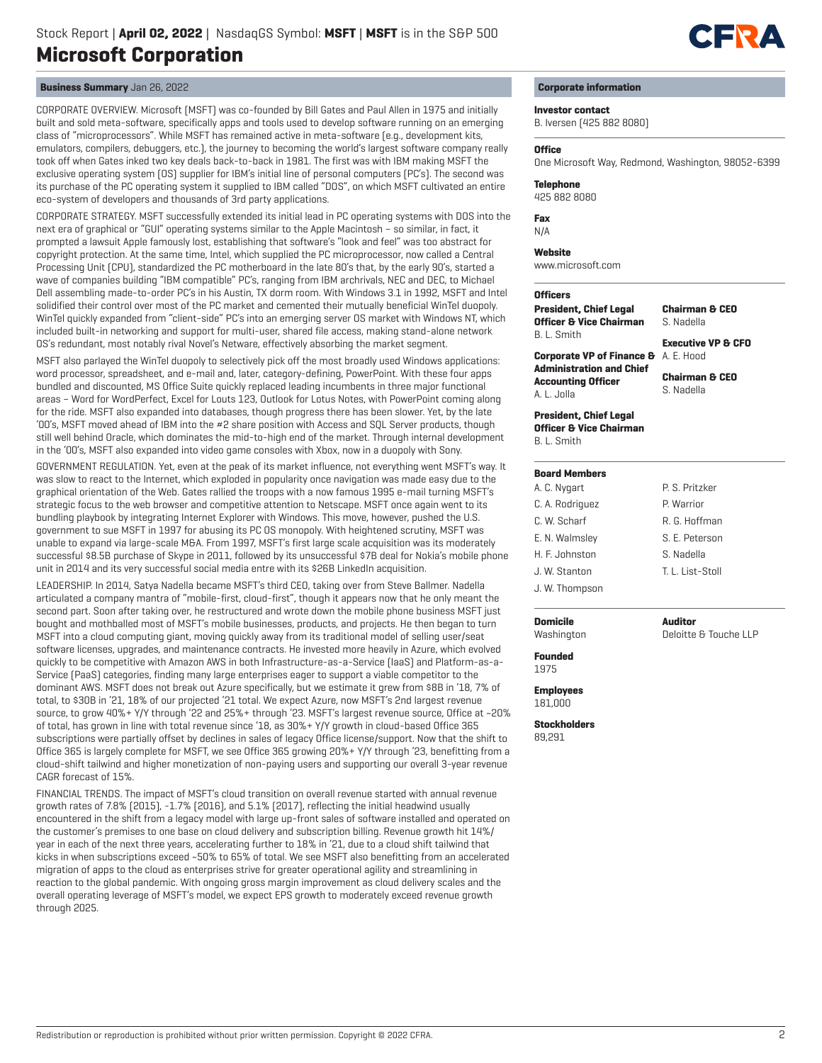# Microsoft Corporation

Stock Report | **April 02, 2022** | NasdaqGS Symbol: **MSFT** | **MSFT** is in the S&P 500

## Business Summary Jan 26, 2022

CORPORATE OVERVIEW. Microsoft (MSFT) was co-founded by Bill Gates and Paul Allen in 1975 and initially built and sold meta-software, specifically apps and tools used to develop software running on an emerging class of "microprocessors". While MSFT has remained active in meta-software (e.g., development kits, emulators, compilers, debuggers, etc.), the journey to becoming the world's largest software company really took off when Gates inked two key deals back-to-back in 1981. The first was with IBM making MSFT the exclusive operating system (OS) supplier for IBM's initial line of personal computers (PC's). The second was its purchase of the PC operating system it supplied to IBM called "DOS", on which MSFT cultivated an entire eco-system of developers and thousands of 3rd party applications.

CORPORATE STRATEGY. MSFT successfully extended its initial lead in PC operating systems with DOS into the next era of graphical or "GUI" operating systems similar to the Apple Macintosh – so similar, in fact, it prompted a lawsuit Apple famously lost, establishing that software's "look and feel" was too abstract for copyright protection. At the same time, Intel, which supplied the PC microprocessor, now called a Central Processing Unit (CPU), standardized the PC motherboard in the late 80's that, by the early 90's, started a wave of companies building "IBM compatible" PC's, ranging from IBM archrivals, NEC and DEC, to Michael Dell assembling made-to-order PC's in his Austin, TX dorm room. With Windows 3.1 in 1992, MSFT and Intel solidified their control over most of the PC market and cemented their mutually beneficial WinTel duopoly. WinTel quickly expanded from "client-side" PC's into an emerging server OS market with Windows NT, which included built-in networking and support for multi-user, shared file access, making stand-alone network OS's redundant, most notably rival Novel's Netware, effectively absorbing the market segment.

MSFT also parlayed the WinTel duopoly to selectively pick off the most broadly used Windows applications: word processor, spreadsheet, and e-mail and, later, category-defining, PowerPoint. With these four apps bundled and discounted, MS Office Suite quickly replaced leading incumbents in three major functional areas – Word for WordPerfect, Excel for Louts 123, Outlook for Lotus Notes, with PowerPoint coming along for the ride. MSFT also expanded into databases, though progress there has been slower. Yet, by the late '00's, MSFT moved ahead of IBM into the #2 share position with Access and SQL Server products, though still well behind Oracle, which dominates the mid-to-high end of the market. Through internal development in the '00's, MSFT also expanded into video game consoles with Xbox, now in a duopoly with Sony.

GOVERNMENT REGULATION. Yet, even at the peak of its market influence, not everything went MSFT's way. It was slow to react to the Internet, which exploded in popularity once navigation was made easy due to the graphical orientation of the Web. Gates rallied the troops with a now famous 1995 e-mail turning MSFT's strategic focus to the web browser and competitive attention to Netscape. MSFT once again went to its bundling playbook by integrating Internet Explorer with Windows. This move, however, pushed the U.S. government to sue MSFT in 1997 for abusing its PC OS monopoly. With heightened scrutiny, MSFT was unable to expand via large-scale M&A. From 1997, MSFT's first large scale acquisition was its moderately successful $8.5B purchase of Skype in 2011, followed by its unsuccessful $7B deal for Nokia's mobile phone unit in 2014 and its very successful social media entre with its $26B LinkedIn acquisition.

LEADERSHIP. In 2014, Satya Nadella became MSFT's third CEO, taking over from Steve Ballmer. Nadella articulated a company mantra of "mobile-first, cloud-first", though it appears now that he only meant the second part. Soon after taking over, he restructured and wrote down the mobile phone business MSFT just bought and mothballed most of MSFT's mobile businesses, products, and projects. He then began to turn MSFT into a cloud computing giant, moving quickly away from its traditional model of selling user/seat software licenses, upgrades, and maintenance contracts. He invested more heavily in Azure, which evolved quickly to be competitive with Amazon AWS in both Infrastructure-as-a-Service (IaaS) and Platform-as-a-Service (PaaS) categories, finding many large enterprises eager to support a viable competitor to the dominant AWS. MSFT does not break out Azure specifically, but we estimate it grew from $8B in '18, 7% of total, to $30B in '21, 18% of our projected '21 total. We expect Azure, now MSFT's 2nd largest revenue source, to grow 40%+ Y/Y through '22 and 25%+ through '23. MSFT's largest revenue source, Office at ~20% of total, has grown in line with total revenue since '18, as 30%+ Y/Y growth in cloud-based Office 365 subscriptions were partially offset by declines in sales of legacy Office license/support. Now that the shift to Office 365 is largely complete for MSFT, we see Office 365 growing 20%+ Y/Y through '23, benefitting from a cloud-shift tailwind and higher monetization of non-paying users and supporting our overall 3-year revenue CAGR forecast of 15%.

FINANCIAL TRENDS. The impact of MSFT's cloud transition on overall revenue started with annual revenue growth rates of 7.8% (2015), -1.7% (2016), and 5.1% (2017), reflecting the initial headwind usually encountered in the shift from a legacy model with large up-front sales of software installed and operated on the customer's premises to one base on cloud delivery and subscription billing. Revenue growth hit 14%/year in each of the next three years, accelerating further to 18% in '21, due to a cloud shift tailwind that kicks in when subscriptions exceed ~50% to 65% of total. We see MSFT also benefitting from an accelerated migration of apps to the cloud as enterprises strive for greater operational agility and streamlining in reaction to the global pandemic. With ongoing gross margin improvement as cloud delivery scales and the overall operating leverage of MSFT's model, we expect EPS growth to moderately exceed revenue growth through 2025.

## Corporate information

**Investor contact**
B. Iversen (425 882 8080)

**Office**
One Microsoft Way, Redmond, Washington, 98052-6399

**Telephone**
425 882 8080

**Fax**
N/A

**Website**
www.microsoft.com

**Officers**

**President, Chief Legal Officer & Vice Chairman**
B. L. Smith

**Corporate VP of Finance & Administration and Chief Accounting Officer**
A. L. Jolla

**President, Chief Legal Officer & Vice Chairman**
B. L. Smith

**Chairman & CEO**
S. Nadella

**Executive VP & CFO**
A. E. Hood

**Chairman & CEO**
S. Nadella

**Board Members**

A. C. Nygart
C. A. Rodriguez
C. W. Scharf
E. N. Walmsley
H. F. Johnston
J. W. Stanton
J. W. Thompson
P. S. Pritzker
P. Warrior
R. G. Hoffman
S. E. Peterson
S. Nadella
T. L. List-Stoll

**Domicile**
Washington

**Auditor**
Deloitte & Touche LLP

**Founded**
1975

**Employees**
181,000

**Stockholders**
89,291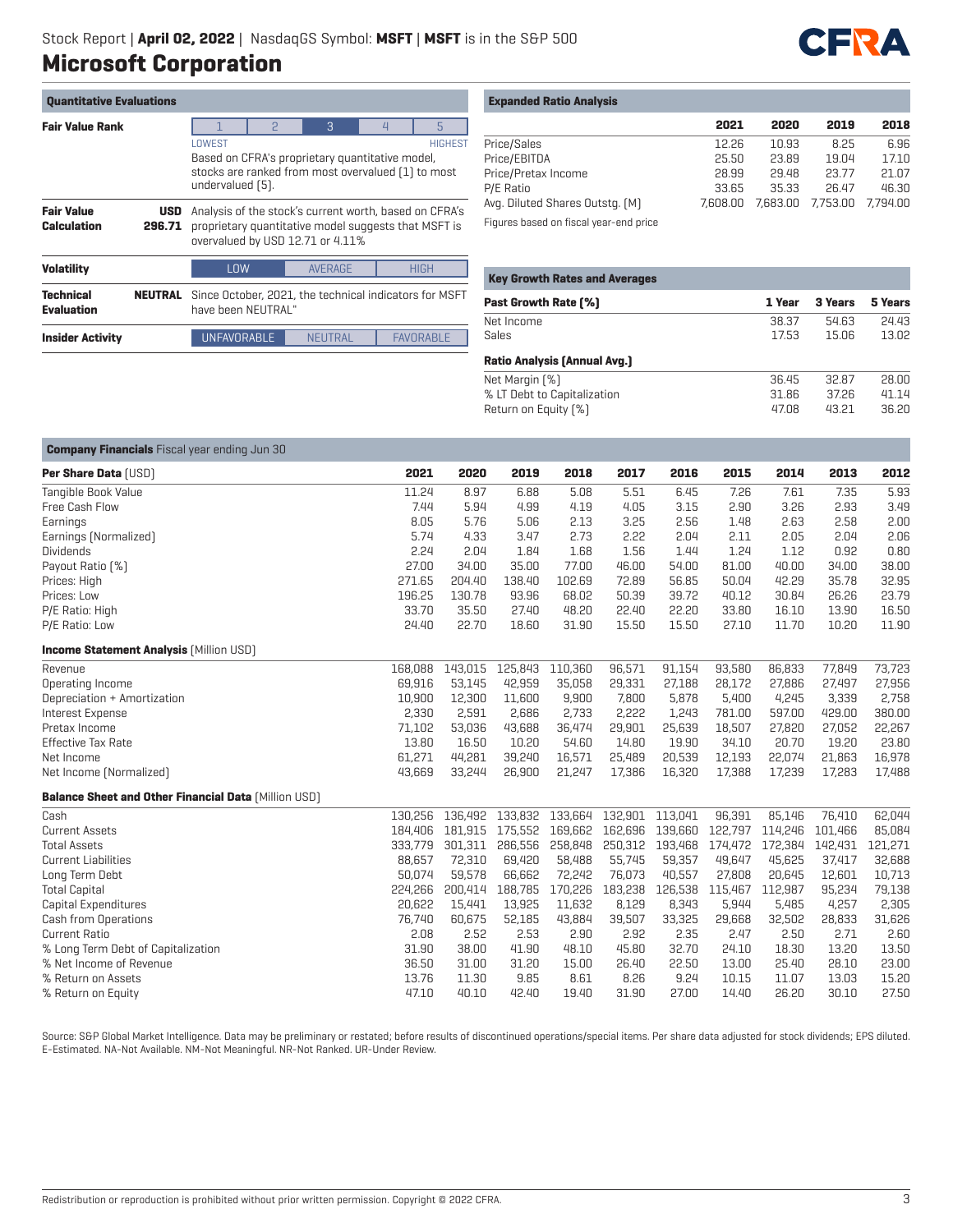Stock Report | **April 02, 2022** | NasdaqGS Symbol: **MSFT** | **MSFT** is in the S&P 500

# Microsoft Corporation

## Quantitative Evaluations

**Fair Value Rank**

1 | 2 | 3 | 4 | 5

LOWEST — HIGHEST

Based on CFRA's proprietary quantitative model, stocks are ranked from most overvalued (1) to most undervalued (5).

**Fair Value Calculation** — **USD 296.71** — Analysis of the stock's current worth, based on CFRA's proprietary quantitative model suggests that MSFT is overvalued by USD 12.71 or 4.11%

**Volatility** — LOW | AVERAGE | HIGH

**Technical Evaluation** — **NEUTRAL** — Since October, 2021, the technical indicators for MSFT have been NEUTRAL"

**Insider Activity** — UNFAVORABLE | NEUTRAL | FAVORABLE

## Expanded Ratio Analysis

| | 2021 | 2020 | 2019 | 2018 |
|---|---|---|---|---|
| Price/Sales | 12.26 | 10.93 | 8.25 | 6.96 |
| Price/EBITDA | 25.50 | 23.89 | 19.04 | 17.10 |
| Price/Pretax Income | 28.99 | 29.48 | 23.77 | 21.07 |
| P/E Ratio | 33.65 | 35.33 | 26.47 | 46.30 |
| Avg. Diluted Shares Outstg. (M) | 7,608.00 | 7,683.00 | 7,753.00 | 7,794.00 |

Figures based on fiscal year-end price

## Key Growth Rates and Averages

| Past Growth Rate (%) | 1 Year | 3 Years | 5 Years |
|---|---|---|---|
| Net Income | 38.37 | 54.63 | 24.43 |
| Sales | 17.53 | 15.06 | 13.02 |
| **Ratio Analysis (Annual Avg.)** | | | |
| Net Margin (%) | 36.45 | 32.87 | 28.00 |
| % LT Debt to Capitalization | 31.86 | 37.26 | 41.14 |
| Return on Equity (%) | 47.08 | 43.21 | 36.20 |

## Company Financials Fiscal year ending Jun 30

| **Per Share Data** (USD) | 2021 | 2020 | 2019 | 2018 | 2017 | 2016 | 2015 | 2014 | 2013 | 2012 |
|---|---|---|---|---|---|---|---|---|---|---|
| Tangible Book Value | 11.24 | 8.97 | 6.88 | 5.08 | 5.51 | 6.45 | 7.26 | 7.61 | 7.35 | 5.93 |
| Free Cash Flow | 7.44 | 5.94 | 4.99 | 4.19 | 4.05 | 3.15 | 2.90 | 3.26 | 2.93 | 3.49 |
| Earnings | 8.05 | 5.76 | 5.06 | 2.13 | 3.25 | 2.56 | 1.48 | 2.63 | 2.58 | 2.00 |
| Earnings (Normalized) | 5.74 | 4.33 | 3.47 | 2.73 | 2.22 | 2.04 | 2.11 | 2.05 | 2.04 | 2.06 |
| Dividends | 2.24 | 2.04 | 1.84 | 1.68 | 1.56 | 1.44 | 1.24 | 1.12 | 0.92 | 0.80 |
| Payout Ratio (%) | 27.00 | 34.00 | 35.00 | 77.00 | 46.00 | 54.00 | 81.00 | 40.00 | 34.00 | 38.00 |
| Prices: High | 271.65 | 204.40 | 138.40 | 102.69 | 72.89 | 56.85 | 50.04 | 42.29 | 35.78 | 32.95 |
| Prices: Low | 196.25 | 130.78 | 93.96 | 68.02 | 50.39 | 39.72 | 40.12 | 30.84 | 26.26 | 23.79 |
| P/E Ratio: High | 33.70 | 35.50 | 27.40 | 48.20 | 22.40 | 22.20 | 33.80 | 16.10 | 13.90 | 16.50 |
| P/E Ratio: Low | 24.40 | 22.70 | 18.60 | 31.90 | 15.50 | 15.50 | 27.10 | 11.70 | 10.20 | 11.90 |
| **Income Statement Analysis** (Million USD) | | | | | | | | | | |
| Revenue | 168,088 | 143,015 | 125,843 | 110,360 | 96,571 | 91,154 | 93,580 | 86,833 | 77,849 | 73,723 |
| Operating Income | 69,916 | 53,145 | 42,959 | 35,058 | 29,331 | 27,188 | 28,172 | 27,886 | 27,497 | 27,956 |
| Depreciation + Amortization | 10,900 | 12,300 | 11,600 | 9,900 | 7,800 | 5,878 | 5,400 | 4,245 | 3,339 | 2,758 |
| Interest Expense | 2,330 | 2,591 | 2,686 | 2,733 | 2,222 | 1,243 | 781.00 | 597.00 | 429.00 | 380.00 |
| Pretax Income | 71,102 | 53,036 | 43,688 | 36,474 | 29,901 | 25,639 | 18,507 | 27,820 | 27,052 | 22,267 |
| Effective Tax Rate | 13.80 | 16.50 | 10.20 | 54.60 | 14.80 | 19.90 | 34.10 | 20.70 | 19.20 | 23.80 |
| Net Income | 61,271 | 44,281 | 39,240 | 16,571 | 25,489 | 20,539 | 12,193 | 22,074 | 21,863 | 16,978 |
| Net Income (Normalized) | 43,669 | 33,244 | 26,900 | 21,247 | 17,386 | 16,320 | 17,388 | 17,239 | 17,283 | 17,488 |
| **Balance Sheet and Other Financial Data** (Million USD) | | | | | | | | | | |
| Cash | 130,256 | 136,492 | 133,832 | 133,664 | 132,901 | 113,041 | 96,391 | 85,146 | 76,410 | 62,044 |
| Current Assets | 184,406 | 181,915 | 175,552 | 169,662 | 162,696 | 139,660 | 122,797 | 114,246 | 101,466 | 85,084 |
| Total Assets | 333,779 | 301,311 | 286,556 | 258,848 | 250,312 | 193,468 | 174,472 | 172,384 | 142,431 | 121,271 |
| Current Liabilities | 88,657 | 72,310 | 69,420 | 58,488 | 55,745 | 59,357 | 49,647 | 45,625 | 37,417 | 32,688 |
| Long Term Debt | 50,074 | 59,578 | 66,662 | 72,242 | 76,073 | 40,557 | 27,808 | 20,645 | 12,601 | 10,713 |
| Total Capital | 224,266 | 200,414 | 188,785 | 170,226 | 183,238 | 126,538 | 115,467 | 112,987 | 95,234 | 79,138 |
| Capital Expenditures | 20,622 | 15,441 | 13,925 | 11,632 | 8,129 | 8,343 | 5,944 | 5,485 | 4,257 | 2,305 |
| Cash from Operations | 76,740 | 60,675 | 52,185 | 43,884 | 39,507 | 33,325 | 29,668 | 32,502 | 28,833 | 31,626 |
| Current Ratio | 2.08 | 2.52 | 2.53 | 2.90 | 2.92 | 2.35 | 2.47 | 2.50 | 2.71 | 2.60 |
| % Long Term Debt of Capitalization | 31.90 | 38.00 | 41.90 | 48.10 | 45.80 | 32.70 | 24.10 | 18.30 | 13.20 | 13.50 |
| % Net Income of Revenue | 36.50 | 31.00 | 31.20 | 15.00 | 26.40 | 22.50 | 13.00 | 25.40 | 28.10 | 23.00 |
| % Return on Assets | 13.76 | 11.30 | 9.85 | 8.61 | 8.26 | 9.24 | 10.15 | 11.07 | 13.03 | 15.20 |
| % Return on Equity | 47.10 | 40.10 | 42.40 | 19.40 | 31.90 | 27.00 | 14.40 | 26.20 | 30.10 | 27.50 |

Source: S&P Global Market Intelligence. Data may be preliminary or restated; before results of discontinued operations/special items. Per share data adjusted for stock dividends; EPS diluted. E-Estimated. NA-Not Available. NM-Not Meaningful. NR-Not Ranked. UR-Under Review.

Redistribution or reproduction is prohibited without prior written permission. Copyright © 2022 CFRA.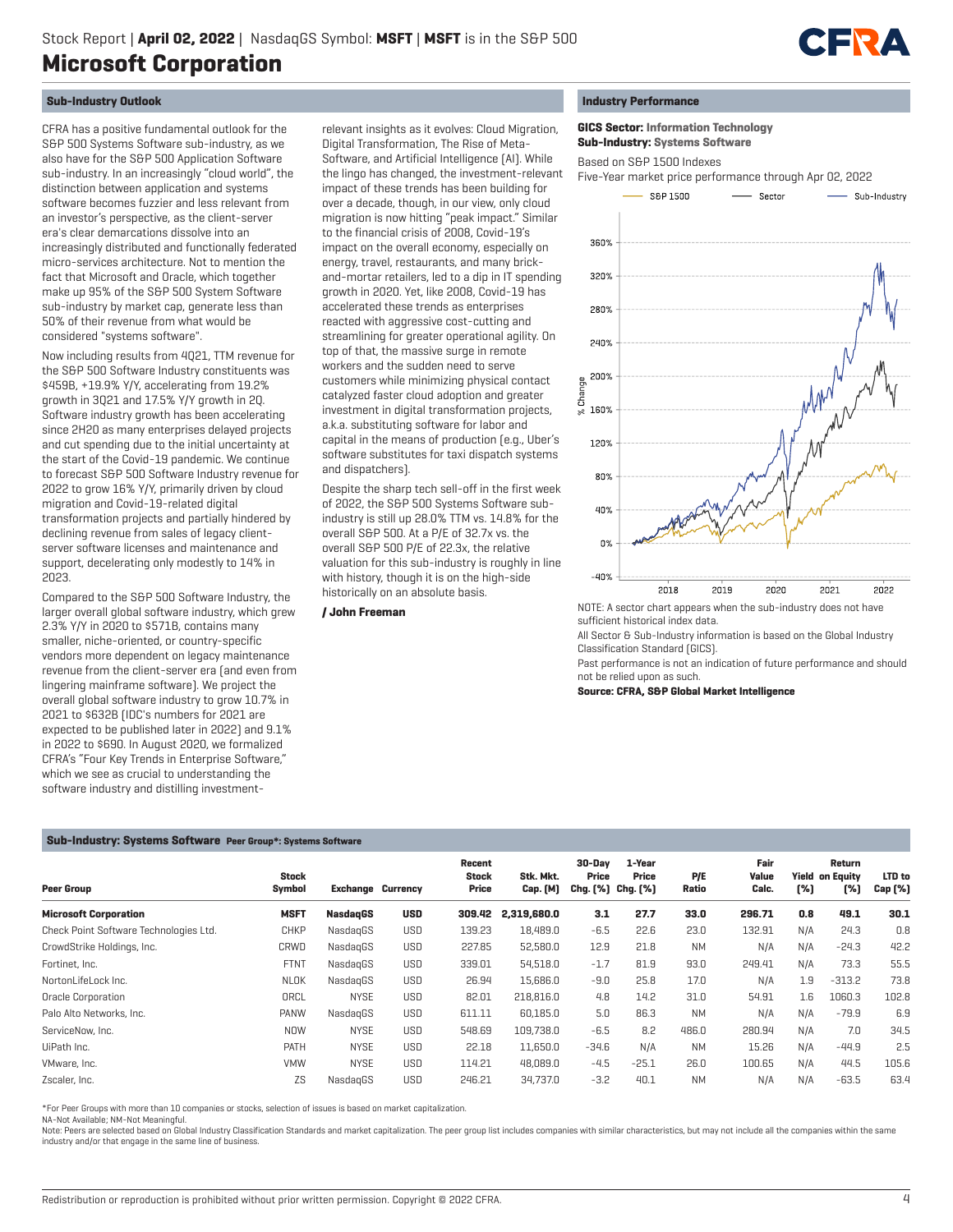Stock Report | **April 02, 2022** | NasdaqGS Symbol: **MSFT** | **MSFT** is in the S&P 500

# Microsoft Corporation

## Sub-Industry Outlook

CFRA has a positive fundamental outlook for the S&P 500 Systems Software sub-industry, as we also have for the S&P 500 Application Software sub-industry. In an increasingly "cloud world", the distinction between application and systems software becomes fuzzier and less relevant from an investor's perspective, as the client-server era's clear demarcations dissolve into an increasingly distributed and functionally federated micro-services architecture. Not to mention the fact that Microsoft and Oracle, which together make up 95% of the S&P 500 System Software sub-industry by market cap, generate less than 50% of their revenue from what would be considered "systems software".

Now including results from 4Q21, TTM revenue for the S&P 500 Software Industry constituents was $459B, +19.9% Y/Y, accelerating from 19.2% growth in 3Q21 and 17.5% Y/Y growth in 2Q. Software industry growth has been accelerating since 2H20 as many enterprises delayed projects and cut spending due to the initial uncertainty at the start of the Covid-19 pandemic. We continue to forecast S&P 500 Software Industry revenue for 2022 to grow 16% Y/Y, primarily driven by cloud migration and Covid-19-related digital transformation projects and partially hindered by declining revenue from sales of legacy client-server software licenses and maintenance and support, decelerating only modestly to 14% in 2023.

Compared to the S&P 500 Software Industry, the larger overall global software industry, which grew 2.3% Y/Y in 2020 to $571B, contains many smaller, niche-oriented, or country-specific vendors more dependent on legacy maintenance revenue from the client-server era (and even from lingering mainframe software). We project the overall global software industry to grow 10.7% in 2021 to $632B (IDC's numbers for 2021 are expected to be published later in 2022) and 9.1% in 2022 to $690. In August 2020, we formalized CFRA's "Four Key Trends in Enterprise Software," which we see as crucial to understanding the software industry and distilling investment-relevant insights as it evolves: Cloud Migration, Digital Transformation, The Rise of Meta-Software, and Artificial Intelligence (AI). While the lingo has changed, the investment-relevant impact of these trends has been building for over a decade, though, in our view, only cloud migration is now hitting "peak impact." Similar to the financial crisis of 2008, Covid-19's impact on the overall economy, especially on energy, travel, restaurants, and many brick-and-mortar retailers, led to a dip in IT spending growth in 2020. Yet, like 2008, Covid-19 has accelerated these trends as enterprises reacted with aggressive cost-cutting and streamlining for greater operational agility. On top of that, the massive surge in remote workers and the sudden need to serve customers while minimizing physical contact catalyzed faster cloud adoption and greater investment in digital transformation projects, a.k.a. substituting software for labor and capital in the means of production (e.g., Uber's software substitutes for taxi dispatch systems and dispatchers).

Despite the sharp tech sell-off in the first week of 2022, the S&P 500 Systems Software sub-industry is still up 28.0% TTM vs. 14.8% for the overall S&P 500. At a P/E of 32.7x vs. the overall S&P 500 P/E of 22.3x, the relative valuation for this sub-industry is roughly in line with history, though it is on the high-side historically on an absolute basis.

**/ John Freeman**

## Industry Performance

**GICS Sector:** Information Technology
**Sub-Industry:** Systems Software

Based on S&P 1500 Indexes
Five-Year market price performance through Apr 02, 2022

S&P 1500 — Sector — Sub-Industry
% Change
360%
320%
280%
240%
200%
160%
120%
80%
40%
0%
-40%
2018 2019 2020 2021 2022

NOTE: A sector chart appears when the sub-industry does not have sufficient historical index data.
All Sector & Sub-Industry information is based on the Global Industry Classification Standard (GICS).
Past performance is not an indication of future performance and should not be relied upon as such.
**Source: CFRA, S&P Global Market Intelligence**

## Sub-Industry: Systems Software Peer Group*: Systems Software

| Peer Group | Stock Symbol | Exchange | Currency | Recent Stock Price | Stk. Mkt. Cap. (M) | 30-Day Price Chg. (%) | 1-Year Price Chg. (%) | P/E Ratio | Fair Value Calc. | Yield (%) | Return on Equity (%) | LTD to Cap (%) |
|---|---|---|---|---|---|---|---|---|---|---|---|---|
| **Microsoft Corporation** | **MSFT** | **NasdaqGS** | **USD** | **309.42** | **2,319,680.0** | **3.1** | **27.7** | **33.0** | **296.71** | **0.8** | **49.1** | **30.1** |
| Check Point Software Technologies Ltd. | CHKP | NasdaqGS | USD | 139.23 | 18,489.0 | -6.5 | 22.6 | 23.0 | 132.91 | N/A | 24.3 | 0.8 |
| CrowdStrike Holdings, Inc. | CRWD | NasdaqGS | USD | 227.85 | 52,580.0 | 12.9 | 21.8 | NM | N/A | N/A | -24.3 | 42.2 |
| Fortinet, Inc. | FTNT | NasdaqGS | USD | 339.01 | 54,518.0 | -1.7 | 81.9 | 93.0 | 249.41 | N/A | 73.3 | 55.5 |
| NortonLifeLock Inc. | NLOK | NasdaqGS | USD | 26.94 | 15,686.0 | -9.0 | 25.8 | 17.0 | N/A | 1.9 | -313.2 | 73.8 |
| Oracle Corporation | ORCL | NYSE | USD | 82.01 | 218,816.0 | 4.8 | 14.2 | 31.0 | 54.91 | 1.6 | 1060.3 | 102.8 |
| Palo Alto Networks, Inc. | PANW | NasdaqGS | USD | 611.11 | 60,185.0 | 5.0 | 86.3 | NM | N/A | N/A | -79.9 | 6.9 |
| ServiceNow, Inc. | NOW | NYSE | USD | 548.69 | 109,738.0 | -6.5 | 8.2 | 486.0 | 280.94 | N/A | 7.0 | 34.5 |
| UiPath Inc. | PATH | NYSE | USD | 22.18 | 11,650.0 | -34.6 | N/A | NM | 15.26 | N/A | -44.9 | 2.5 |
| VMware, Inc. | VMW | NYSE | USD | 114.21 | 48,089.0 | -4.5 | -25.1 | 26.0 | 100.65 | N/A | 44.5 | 105.6 |
| Zscaler, Inc. | ZS | NasdaqGS | USD | 246.21 | 34,737.0 | -3.2 | 40.1 | NM | N/A | N/A | -63.5 | 63.4 |

*For Peer Groups with more than 10 companies or stocks, selection of issues is based on market capitalization.
NA-Not Available; NM-Not Meaningful.
Note: Peers are selected based on Global Industry Classification Standards and market capitalization. The peer group list includes companies with similar characteristics, but may not include all the companies within the same industry and/or that engage in the same line of business.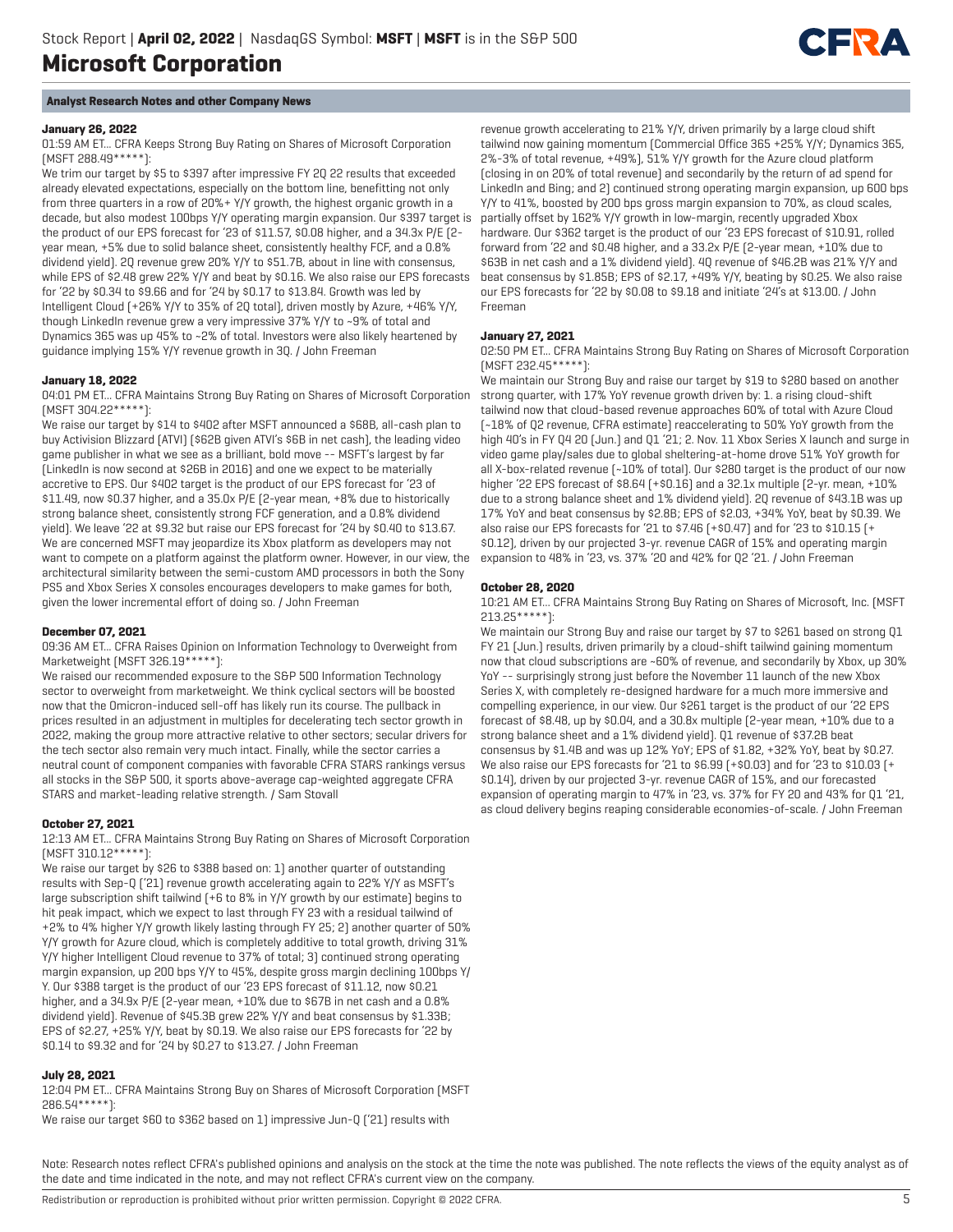## Analyst Research Notes and other Company News

**January 26, 2022**

01:59 AM ET... CFRA Keeps Strong Buy Rating on Shares of Microsoft Corporation (MSFT 288.49*****):

We trim our target by $5 to $397 after impressive FY 2Q 22 results that exceeded already elevated expectations, especially on the bottom line, benefitting not only from three quarters in a row of 20%+ Y/Y growth, the highest organic growth in a decade, but also modest 100bps Y/Y operating margin expansion. Our $397 target is the product of our EPS forecast for '23 of $11.57, $0.08 higher, and a 34.3x P/E (2-year mean, +5% due to solid balance sheet, consistently healthy FCF, and a 0.8% dividend yield). 2Q revenue grew 20% Y/Y to $51.7B, about in line with consensus, while EPS of $2.48 grew 22% Y/Y and beat by $0.16. We also raise our EPS forecasts for '22 by $0.34 to $9.66 and for '24 by $0.17 to $13.84. Growth was led by Intelligent Cloud (+26% Y/Y to 35% of 2Q total), driven mostly by Azure, +46% Y/Y, though LinkedIn revenue grew a very impressive 37% Y/Y to ~9% of total and Dynamics 365 was up 45% to ~2% of total. Investors were also likely heartened by guidance implying 15% Y/Y revenue growth in 3Q. / John Freeman

**January 18, 2022**

04:01 PM ET... CFRA Maintains Strong Buy Rating on Shares of Microsoft Corporation (MSFT 304.22*****):

We raise our target by $14 to $402 after MSFT announced a $68B, all-cash plan to buy Activision Blizzard (ATVI) ($62B given ATVI's $6B in net cash), the leading video game publisher in what we see as a brilliant, bold move -- MSFT's largest by far (LinkedIn is now second at $26B in 2016) and one we expect to be materially accretive to EPS. Our $402 target is the product of our EPS forecast for '23 of $11.49, now $0.37 higher, and a 35.0x P/E (2-year mean, +8% due to historically strong balance sheet, consistently strong FCF generation, and a 0.8% dividend yield). We leave '22 at $9.32 but raise our EPS forecast for '24 by $0.40 to $13.67. We are concerned MSFT may jeopardize its Xbox platform as developers may not want to compete on a platform against the platform owner. However, in our view, the architectural similarity between the semi-custom AMD processors in both the Sony PS5 and Xbox Series X consoles encourages developers to make games for both, given the lower incremental effort of doing so. / John Freeman

**December 07, 2021**

09:36 AM ET... CFRA Raises Opinion on Information Technology to Overweight from Marketweight (MSFT 326.19*****):

We raised our recommended exposure to the S&P 500 Information Technology sector to overweight from marketweight. We think cyclical sectors will be boosted now that the Omicron-induced sell-off has likely run its course. The pullback in prices resulted in an adjustment in multiples for decelerating tech sector growth in 2022, making the group more attractive relative to other sectors; secular drivers for the tech sector also remain very much intact. Finally, while the sector carries a neutral count of component companies with favorable CFRA STARS rankings versus all stocks in the S&P 500, it sports above-average cap-weighted aggregate CFRA STARS and market-leading relative strength. / Sam Stovall

**October 27, 2021**

12:13 AM ET... CFRA Maintains Strong Buy Rating on Shares of Microsoft Corporation (MSFT 310.12*****):

We raise our target by $26 to $388 based on: 1) another quarter of outstanding results with Sep-Q ('21) revenue growth accelerating again to 22% Y/Y as MSFT's large subscription shift tailwind (+6 to 8% in Y/Y growth by our estimate) begins to hit peak impact, which we expect to last through FY 23 with a residual tailwind of +2% to 4% higher Y/Y growth likely lasting through FY 25; 2) another quarter of 50% Y/Y growth for Azure cloud, which is completely additive to total growth, driving 31% Y/Y higher Intelligent Cloud revenue to 37% of total; 3) continued strong operating margin expansion, up 200 bps Y/Y to 45%, despite gross margin declining 100bps Y/Y. Our $388 target is the product of our '23 EPS forecast of $11.12, now $0.21 higher, and a 34.9x P/E (2-year mean, +10% due to $67B in net cash and a 0.8% dividend yield). Revenue of $45.3B grew 22% Y/Y and beat consensus by $1.33B; EPS of $2.27, +25% Y/Y, beat by $0.19. We also raise our EPS forecasts for '22 by $0.14 to $9.32 and for '24 by $0.27 to $13.27. / John Freeman

**July 28, 2021**

12:04 PM ET... CFRA Maintains Strong Buy on Shares of Microsoft Corporation (MSFT 286.54*****):

We raise our target $60 to $362 based on 1) impressive Jun-Q ('21) results with revenue growth accelerating to 21% Y/Y, driven primarily by a large cloud shift tailwind now gaining momentum (Commercial Office 365 +25% Y/Y; Dynamics 365, 2%-3% of total revenue, +49%), 51% Y/Y growth for the Azure cloud platform (closing in on 20% of total revenue) and secondarily by the return of ad spend for LinkedIn and Bing; and 2) continued strong operating margin expansion, up 600 bps Y/Y to 41%, boosted by 200 bps gross margin expansion to 70%, as cloud scales, partially offset by 162% Y/Y growth in low-margin, recently upgraded Xbox hardware. Our $362 target is the product of our '23 EPS forecast of $10.91, rolled forward from '22 and $0.48 higher, and a 33.2x P/E (2-year mean, +10% due to $63B in net cash and a 1% dividend yield). 4Q revenue of $46.2B was 21% Y/Y and beat consensus by $1.85B; EPS of $2.17, +49% Y/Y, beating by $0.25. We also raise our EPS forecasts for '22 by $0.08 to $9.18 and initiate '24's at $13.00. / John Freeman

**January 27, 2021**

02:50 PM ET... CFRA Maintains Strong Buy Rating on Shares of Microsoft Corporation (MSFT 232.45*****):

We maintain our Strong Buy and raise our target by $19 to $280 based on another strong quarter, with 17% YoY revenue growth driven by: 1. a rising cloud-shift tailwind now that cloud-based revenue approaches 60% of total with Azure Cloud (~18% of Q2 revenue, CFRA estimate) reaccelerating to 50% YoY growth from the high 40's in FY Q4 20 (Jun.) and Q1 '21; 2. Nov. 11 Xbox Series X launch and surge in video game play/sales due to global sheltering-at-home drove 51% YoY growth for all X-box-related revenue (~10% of total). Our $280 target is the product of our now higher '22 EPS forecast of $8.64 (+$0.16) and a 32.1x multiple (2-yr. mean, +10% due to a strong balance sheet and 1% dividend yield). 2Q revenue of $43.1B was up 17% YoY and beat consensus by $2.8B; EPS of $2.03, +34% YoY, beat by $0.39. We also raise our EPS forecasts for '21 to $7.46 (+$0.47) and for '23 to $10.15 (+ $0.12), driven by our projected 3-yr. revenue CAGR of 15% and operating margin expansion to 48% in '23, vs. 37% '20 and 42% for Q2 '21. / John Freeman

**October 28, 2020**

10:21 AM ET... CFRA Maintains Strong Buy Rating on Shares of Microsoft, Inc. (MSFT 213.25*****):

We maintain our Strong Buy and raise our target by $7 to $261 based on strong Q1 FY 21 (Jun.) results, driven primarily by a cloud-shift tailwind gaining momentum now that cloud subscriptions are ~60% of revenue, and secondarily by Xbox, up 30% YoY -- surprisingly strong just before the November 11 launch of the new Xbox Series X, with completely re-designed hardware for a much more immersive and compelling experience, in our view. Our $261 target is the product of our '22 EPS forecast of $8.48, up by $0.04, and a 30.8x multiple (2-year mean, +10% due to a strong balance sheet and a 1% dividend yield). Q1 revenue of $37.2B beat consensus by $1.4B and was up 12% YoY; EPS of $1.82, +32% YoY, beat by $0.27. We also raise our EPS forecasts for '21 to $6.99 (+$0.03) and for '23 to $10.03 (+ $0.14), driven by our projected 3-yr. revenue CAGR of 15%, and our forecasted expansion of operating margin to 47% in '23, vs. 37% for FY 20 and 43% for Q1 '21, as cloud delivery begins reaping considerable economies-of-scale. / John Freeman

Note: Research notes reflect CFRA's published opinions and analysis on the stock at the time the note was published. The note reflects the views of the equity analyst as of the date and time indicated in the note, and may not reflect CFRA's current view on the company.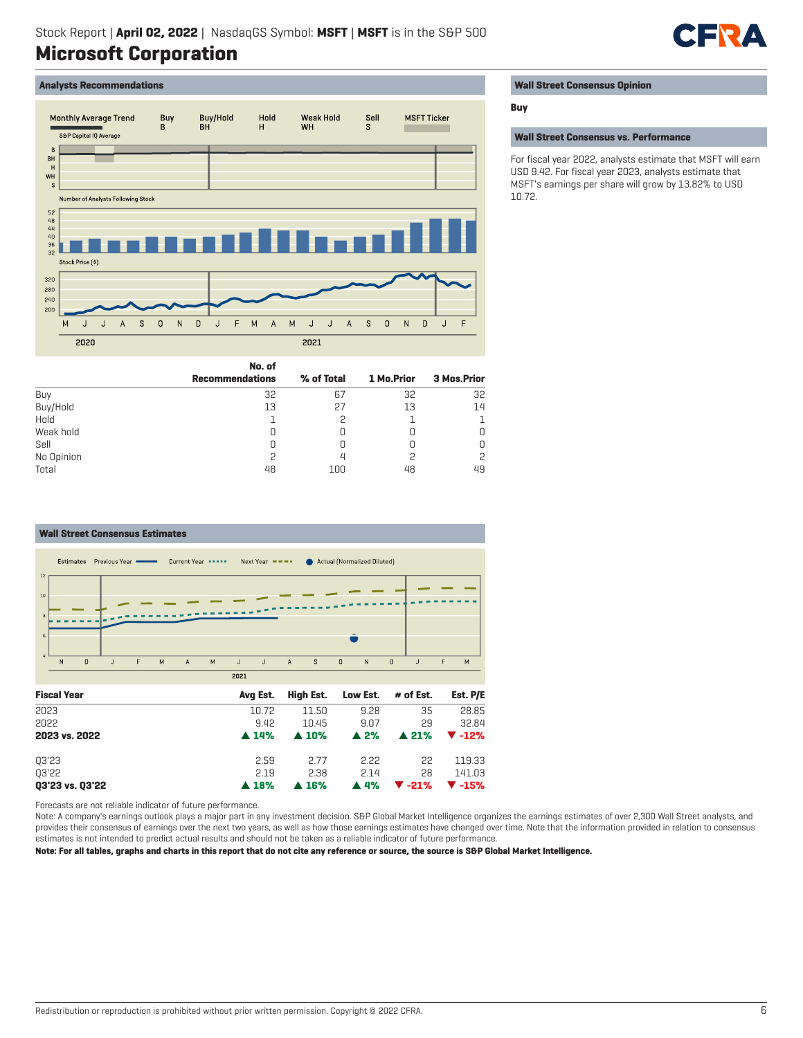# Microsoft Corporation

Stock Report | **April 02, 2022** | NasdaqGS Symbol: **MSFT** | **MSFT** is in the S&P 500

## Analysts Recommendations

Monthly Average Trend
Buy B
Buy/Hold BH
Hold H
Weak Hold WH
Sell S
MSFT Ticker
S&P Capital IQ Average

Number of Analysts Following Stock
52 48 44 40 36 32

Stock Price ($)
320 280 240 200

M J J A S O N D J F M A M J J A S O N D J F
2020 2021

| | No. of Recommendations | % of Total | 1 Mo.Prior | 3 Mos.Prior |
|---|---|---|---|---|
| Buy | 32 | 67 | 32 | 32 |
| Buy/Hold | 13 | 27 | 13 | 14 |
| Hold | 1 | 2 | 1 | 1 |
| Weak hold | 0 | 0 | 0 | 0 |
| Sell | 0 | 0 | 0 | 0 |
| No Opinion | 2 | 4 | 2 | 2 |
| Total | 48 | 100 | 48 | 49 |

## Wall Street Consensus Estimates

Estimates Previous Year Current Year Next Year Actual (Normalized Diluted)

12 10 8 6 4

N D J F M A M J J A S O N D J F M
2021

| Fiscal Year | Avg Est. | High Est. | Low Est. | # of Est. | Est. P/E |
|---|---|---|---|---|---|
| 2023 | 10.72 | 11.50 | 9.28 | 35 | 28.85 |
| 2022 | 9.42 | 10.45 | 9.07 | 29 | 32.84 |
| **2023 vs. 2022** | **▲ 14%** | **▲ 10%** | **▲ 2%** | **▲ 21%** | **▼ -12%** |
| | | | | | |
| Q3'23 | 2.59 | 2.77 | 2.22 | 22 | 119.33 |
| Q3'22 | 2.19 | 2.38 | 2.14 | 28 | 141.03 |
| **Q3'23 vs. Q3'22** | **▲ 18%** | **▲ 16%** | **▲ 4%** | **▼ -21%** | **▼ -15%** |

Forecasts are not reliable indicator of future performance.

Note: A company's earnings outlook plays a major part in any investment decision. S&P Global Market Intelligence organizes the earnings estimates of over 2,300 Wall Street analysts, and provides their consensus of earnings over the next two years, as well as how those earnings estimates have changed over time. Note that the information provided in relation to consensus estimates is not intended to predict actual results and should not be taken as a reliable indicator of future performance.

**Note: For all tables, graphs and charts in this report that do not cite any reference or source, the source is S&P Global Market Intelligence.**

## Wall Street Consensus Opinion

**Buy**

## Wall Street Consensus vs. Performance

For fiscal year 2022, analysts estimate that MSFT will earn USD 9.42. For fiscal year 2023, analysts estimate that MSFT's earnings per share will grow by 13.82% to USD 10.72.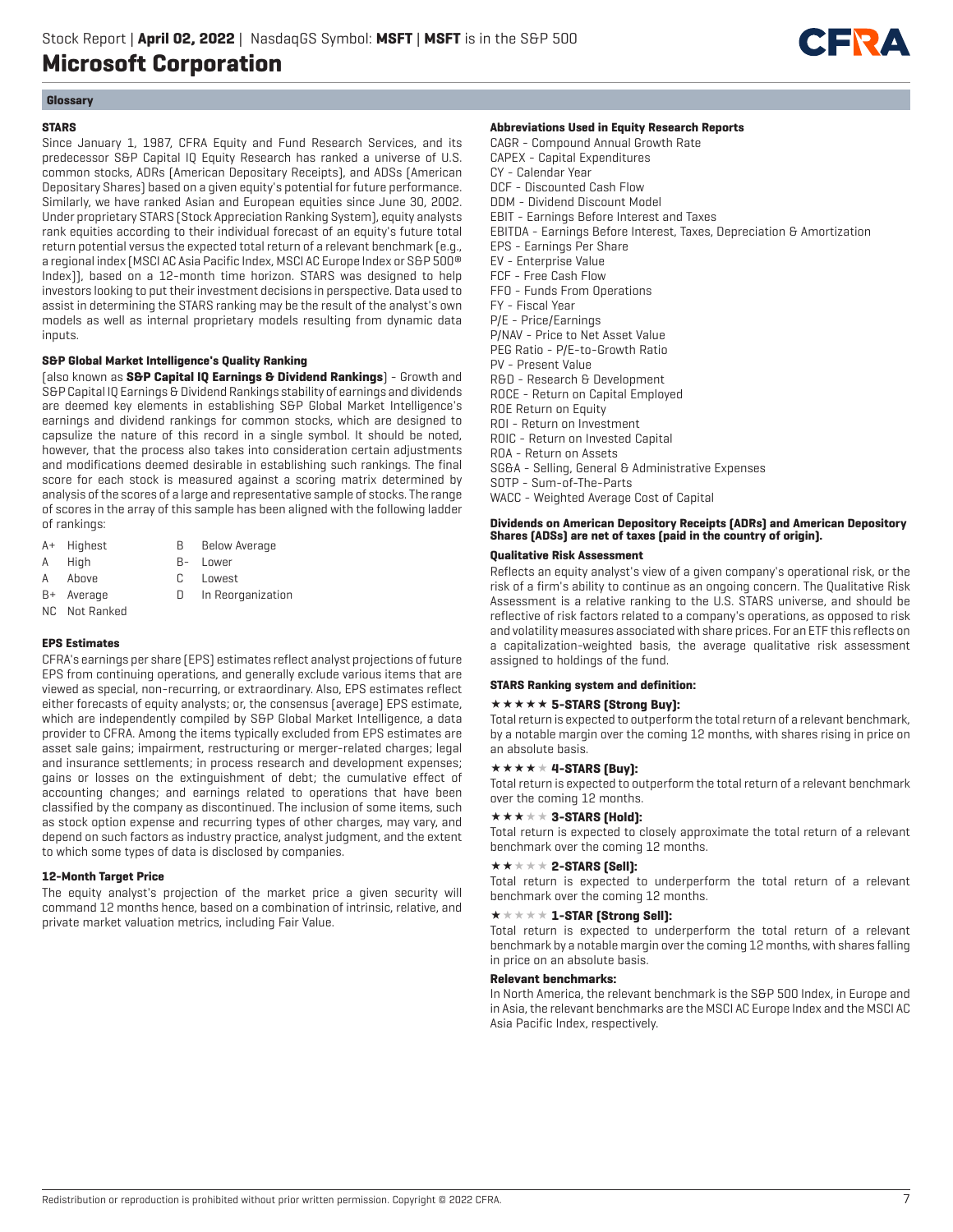## Glossary

### STARS

Since January 1, 1987, CFRA Equity and Fund Research Services, and its predecessor S&P Capital IQ Equity Research has ranked a universe of U.S. common stocks, ADRs (American Depositary Receipts), and ADSs (American Depositary Shares) based on a given equity's potential for future performance. Similarly, we have ranked Asian and European equities since June 30, 2002. Under proprietary STARS (Stock Appreciation Ranking System), equity analysts rank equities according to their individual forecast of an equity's future total return potential versus the expected total return of a relevant benchmark (e.g., a regional index (MSCI AC Asia Pacific Index, MSCI AC Europe Index or S&P 500® Index)), based on a 12-month time horizon. STARS was designed to help investors looking to put their investment decisions in perspective. Data used to assist in determining the STARS ranking may be the result of the analyst's own models as well as internal proprietary models resulting from dynamic data inputs.

### S&P Global Market Intelligence's Quality Ranking

(also known as **S&P Capital IQ Earnings & Dividend Rankings**) - Growth and S&P Capital IQ Earnings & Dividend Rankings stability of earnings and dividends are deemed key elements in establishing S&P Global Market Intelligence's earnings and dividend rankings for common stocks, which are designed to capsulize the nature of this record in a single symbol. It should be noted, however, that the process also takes into consideration certain adjustments and modifications deemed desirable in establishing such rankings. The final score for each stock is measured against a scoring matrix determined by analysis of the scores of a large and representative sample of stocks. The range of scores in the array of this sample has been aligned with the following ladder of rankings:

| | | | |
|---|---|---|---|
| A+ | Highest | B | Below Average |
| A | High | B- | Lower |
| A | Above | C | Lowest |
| B+ | Average | D | In Reorganization |
| NC | Not Ranked | | |

### EPS Estimates

CFRA's earnings per share (EPS) estimates reflect analyst projections of future EPS from continuing operations, and generally exclude various items that are viewed as special, non-recurring, or extraordinary. Also, EPS estimates reflect either forecasts of equity analysts; or, the consensus (average) EPS estimate, which are independently compiled by S&P Global Market Intelligence, a data provider to CFRA. Among the items typically excluded from EPS estimates are asset sale gains; impairment, restructuring or merger-related charges; legal and insurance settlements; in process research and development expenses; gains or losses on the extinguishment of debt; the cumulative effect of accounting changes; and earnings related to operations that have been classified by the company as discontinued. The inclusion of some items, such as stock option expense and recurring types of other charges, may vary, and depend on such factors as industry practice, analyst judgment, and the extent to which some types of data is disclosed by companies.

### 12-Month Target Price

The equity analyst's projection of the market price a given security will command 12 months hence, based on a combination of intrinsic, relative, and private market valuation metrics, including Fair Value.

### Abbreviations Used in Equity Research Reports

CAGR - Compound Annual Growth Rate
CAPEX - Capital Expenditures
CY - Calendar Year
DCF - Discounted Cash Flow
DDM - Dividend Discount Model
EBIT - Earnings Before Interest and Taxes
EBITDA - Earnings Before Interest, Taxes, Depreciation & Amortization
EPS - Earnings Per Share
EV - Enterprise Value
FCF - Free Cash Flow
FFO - Funds From Operations
FY - Fiscal Year
P/E - Price/Earnings
P/NAV - Price to Net Asset Value
PEG Ratio - P/E-to-Growth Ratio
PV - Present Value
R&D - Research & Development
ROCE - Return on Capital Employed
ROE Return on Equity
ROI - Return on Investment
ROIC - Return on Invested Capital
ROA - Return on Assets
SG&A - Selling, General & Administrative Expenses
SOTP - Sum-of-The-Parts
WACC - Weighted Average Cost of Capital

**Dividends on American Depository Receipts (ADRs) and American Depository Shares (ADSs) are net of taxes (paid in the country of origin).**

### Qualitative Risk Assessment

Reflects an equity analyst's view of a given company's operational risk, or the risk of a firm's ability to continue as an ongoing concern. The Qualitative Risk Assessment is a relative ranking to the U.S. STARS universe, and should be reflective of risk factors related to a company's operations, as opposed to risk and volatility measures associated with share prices. For an ETF this reflects on a capitalization-weighted basis, the average qualitative risk assessment assigned to holdings of the fund.

### STARS Ranking system and definition:

**★★★★★ 5-STARS (Strong Buy):**
Total return is expected to outperform the total return of a relevant benchmark, by a notable margin over the coming 12 months, with shares rising in price on an absolute basis.

**★★★★☆ 4-STARS (Buy):**
Total return is expected to outperform the total return of a relevant benchmark over the coming 12 months.

**★★★☆☆ 3-STARS (Hold):**
Total return is expected to closely approximate the total return of a relevant benchmark over the coming 12 months.

**★★☆☆☆ 2-STARS (Sell):**
Total return is expected to underperform the total return of a relevant benchmark over the coming 12 months.

**★☆☆☆☆ 1-STAR (Strong Sell):**
Total return is expected to underperform the total return of a relevant benchmark by a notable margin over the coming 12 months, with shares falling in price on an absolute basis.

**Relevant benchmarks:**
In North America, the relevant benchmark is the S&P 500 Index, in Europe and in Asia, the relevant benchmarks are the MSCI AC Europe Index and the MSCI AC Asia Pacific Index, respectively.

Redistribution or reproduction is prohibited without prior written permission. Copyright © 2022 CFRA.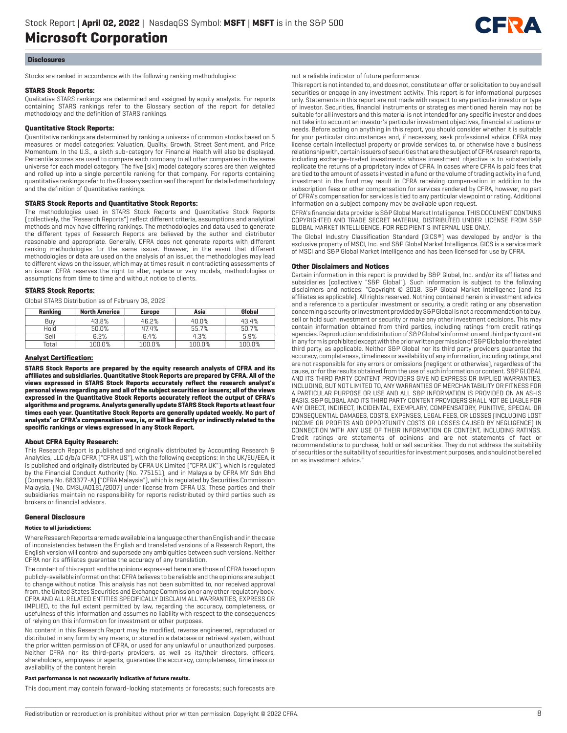## Disclosures

Stocks are ranked in accordance with the following ranking methodologies:

### STARS Stock Reports:

Qualitative STARS rankings are determined and assigned by equity analysts. For reports containing STARS rankings refer to the Glossary section of the report for detailed methodology and the definition of STARS rankings.

### Quantitative Stock Reports:

Quantitative rankings are determined by ranking a universe of common stocks based on 5 measures or model categories: Valuation, Quality, Growth, Street Sentiment, and Price Momentum. In the U.S., a sixth sub-category for Financial Health will also be displayed. Percentile scores are used to compare each company to all other companies in the same universe for each model category. The five (six) model category scores are then weighted and rolled up into a single percentile ranking for that company. For reports containing quantitative rankings refer to the Glossary section seof the report for detailed methodology and the definition of Quantitative rankings.

### STARS Stock Reports and Quantitative Stock Reports:

The methodologies used in STARS Stock Reports and Quantitative Stock Reports (collectively, the "Research Reports") reflect different criteria, assumptions and analytical methods and may have differing rankings. The methodologies and data used to generate the different types of Research Reports are believed by the author and distributor reasonable and appropriate. Generally, CFRA does not generate reports with different ranking methodologies for the same issuer. However, in the event that different methodologies or data are used on the analysis of an issuer, the methodologies may lead to different views on the issuer, which may at times result in contradicting assessments of an issuer. CFRA reserves the right to alter, replace or vary models, methodologies or assumptions from time to time and without notice to clients.

### STARS Stock Reports:

Global STARS Distribution as of February 08, 2022

| Ranking | North America | Europe | Asia | Global |
|---|---|---|---|---|
| Buy | 43.8% | 46.2% | 40.0% | 43.4% |
| Hold | 50.0% | 47.4% | 55.7% | 50.7% |
| Sell | 6.2% | 6.4% | 4.3% | 5.9% |
| Total | 100.0% | 100.0% | 100.0% | 100.0% |

### Analyst Certification:

**STARS Stock Reports are prepared by the equity research analysts of CFRA and its affiliates and subsidiaries. Quantitative Stock Reports are prepared by CFRA. All of the views expressed in STARS Stock Reports accurately reflect the research analyst's personal views regarding any and all of the subject securities or issuers; all of the views expressed in the Quantitative Stock Reports accurately reflect the output of CFRA's algorithms and programs. Analysts generally update STARS Stock Reports at least four times each year. Quantitative Stock Reports are generally updated weekly. No part of analysts' or CFRA's compensation was, is, or will be directly or indirectly related to the specific rankings or views expressed in any Stock Report.**

### About CFRA Equity Research:

This Research Report is published and originally distributed by Accounting Research & Analytics, LLC d/b/a CFRA ("CFRA US"), with the following exceptions: In the UK/EU/EEA, it is published and originally distributed by CFRA UK Limited ("CFRA UK"), which is regulated by the Financial Conduct Authority (No. 775151), and in Malaysia by CFRA MY Sdn Bhd (Company No. 683377-A) ("CFRA Malaysia"), which is regulated by Securities Commission Malaysia, (No. CMSL/A0181/2007) under license from CFRA US. These parties and their subsidiaries maintain no responsibility for reports redistributed by third parties such as brokers or financial advisors.

### General Disclosure

**Notice to all jurisdictions:**

Where Research Reports are made available in a language other than English and in the case of inconsistencies between the English and translated versions of a Research Report, the English version will control and supersede any ambiguities between such versions. Neither CFRA nor its affiliates guarantee the accuracy of any translation.

The content of this report and the opinions expressed herein are those of CFRA based upon publicly-available information that CFRA believes to be reliable and the opinions are subject to change without notice. This analysis has not been submitted to, nor received approval from, the United States Securities and Exchange Commission or any other regulatory body. CFRA AND ALL RELATED ENTITIES SPECIFICALLY DISCLAIM ALL WARRANTIES, EXPRESS OR IMPLIED, to the full extent permitted by law, regarding the accuracy, completeness, or usefulness of this information and assumes no liability with respect to the consequences of relying on this information for investment or other purposes.

No content in this Research Report may be modified, reverse engineered, reproduced or distributed in any form by any means, or stored in a database or retrieval system, without the prior written permission of CFRA, or used for any unlawful or unauthorized purposes. Neither CFRA nor its third-party providers, as well as its/their directors, officers, shareholders, employees or agents, guarantee the accuracy, completeness, timeliness or availability of the content herein

**Past performance is not necessarily indicative of future results.**

This document may contain forward-looking statements or forecasts; such forecasts are not a reliable indicator of future performance.

This report is not intended to, and does not, constitute an offer or solicitation to buy and sell securities or engage in any investment activity. This report is for informational purposes only. Statements in this report are not made with respect to any particular investor or type of investor. Securities, financial instruments or strategies mentioned herein may not be suitable for all investors and this material is not intended for any specific investor and does not take into account an investor's particular investment objectives, financial situations or needs. Before acting on anything in this report, you should consider whether it is suitable for your particular circumstances and, if necessary, seek professional advice. CFRA may license certain intellectual property or provide services to, or otherwise have a business relationship with, certain issuers of securities that are the subject of CFRA research reports, including exchange-traded investments whose investment objective is to substantially replicate the returns of a proprietary index of CFRA. In cases where CFRA is paid fees that are tied to the amount of assets invested in a fund or the volume of trading activity in a fund, investment in the fund may result in CFRA receiving compensation in addition to the subscription fees or other compensation for services rendered by CFRA, however, no part of CFRA's compensation for services is tied to any particular viewpoint or rating. Additional information on a subject company may be available upon request.

CFRA's financial data provider is S&P Global Market Intelligence. THIS DOCUMENT CONTAINS COPYRIGHTED AND TRADE SECRET MATERIAL DISTRIBUTED UNDER LICENSE FROM S&P GLOBAL MARKET INTELLIGENCE. FOR RECIPIENT'S INTERNAL USE ONLY.

The Global Industry Classification Standard (GICS®) was developed by and/or is the exclusive property of MSCI, Inc. and S&P Global Market Intelligence. GICS is a service mark of MSCI and S&P Global Market Intelligence and has been licensed for use by CFRA.

### Other Disclaimers and Notices

Certain information in this report is provided by S&P Global, Inc. and/or its affiliates and subsidiaries (collectively "S&P Global"). Such information is subject to the following disclaimers and notices: "Copyright © 2018, S&P Global Market Intelligence (and its affiliates as applicable). All rights reserved. Nothing contained herein is investment advice and a reference to a particular investment or security, a credit rating or any observation concerning a security or investment provided by S&P Global is not a recommendation to buy, sell or hold such investment or security or make any other investment decisions. This may contain information obtained from third parties, including ratings from credit ratings agencies. Reproduction and distribution of S&P Global's information and third party content in any form is prohibited except with the prior written permission of S&P Global or the related third party, as applicable. Neither S&P Global nor its third party providers guarantee the accuracy, completeness, timeliness or availability of any information, including ratings, and are not responsible for any errors or omissions (negligent or otherwise), regardless of the cause, or for the results obtained from the use of such information or content. S&P GLOBAL AND ITS THIRD PARTY CONTENT PROVIDERS GIVE NO EXPRESS OR IMPLIED WARRANTIES, INCLUDING, BUT NOT LIMITED TO, ANY WARRANTIES OF MERCHANTABILITY OR FITNESS FOR A PARTICULAR PURPOSE OR USE AND ALL S&P INFORMATION IS PROVIDED ON AN AS-IS BASIS. S&P GLOBAL AND ITS THIRD PARTY CONTENT PROVIDERS SHALL NOT BE LIABLE FOR ANY DIRECT, INDIRECT, INCIDENTAL, EXEMPLARY, COMPENSATORY, PUNITIVE, SPECIAL OR CONSEQUENTIAL DAMAGES, COSTS, EXPENSES, LEGAL FEES, OR LOSSES (INCLUDING LOST INCOME OR PROFITS AND OPPORTUNITY COSTS OR LOSSES CAUSED BY NEGLIGENCE) IN CONNECTION WITH ANY USE OF THEIR INFORMATION OR CONTENT, INCLUDING RATINGS. Credit ratings are statements of opinions and are not statements of fact or recommendations to purchase, hold or sell securities. They do not address the suitability of securities or the suitability of securities for investment purposes, and should not be relied on as investment advice."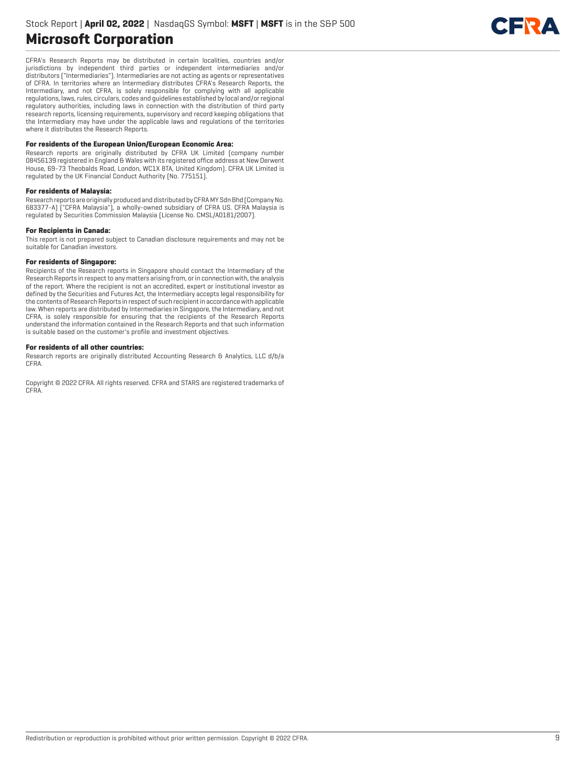CFRA's Research Reports may be distributed in certain localities, countries and/or jurisdictions by independent third parties or independent intermediaries and/or distributors ("Intermediaries"). Intermediaries are not acting as agents or representatives of CFRA. In territories where an Intermediary distributes CFRA's Research Reports, the Intermediary, and not CFRA, is solely responsible for complying with all applicable regulations, laws, rules, circulars, codes and guidelines established by local and/or regional regulatory authorities, including laws in connection with the distribution of third party research reports, licensing requirements, supervisory and record keeping obligations that the Intermediary may have under the applicable laws and regulations of the territories where it distributes the Research Reports.

**For residents of the European Union/European Economic Area:**

Research reports are originally distributed by CFRA UK Limited (company number 08456139 registered in England & Wales with its registered office address at New Derwent House, 69-73 Theobalds Road, London, WC1X 8TA, United Kingdom). CFRA UK Limited is regulated by the UK Financial Conduct Authority (No. 775151).

**For residents of Malaysia:**

Research reports are originally produced and distributed by CFRA MY Sdn Bhd (Company No. 683377-A) ("CFRA Malaysia"), a wholly-owned subsidiary of CFRA US. CFRA Malaysia is regulated by Securities Commission Malaysia (License No. CMSL/A0181/2007).

**For Recipients in Canada:**

This report is not prepared subject to Canadian disclosure requirements and may not be suitable for Canadian investors.

**For residents of Singapore:**

Recipients of the Research reports in Singapore should contact the Intermediary of the Research Reports in respect to any matters arising from, or in connection with, the analysis of the report. Where the recipient is not an accredited, expert or institutional investor as defined by the Securities and Futures Act, the Intermediary accepts legal responsibility for the contents of Research Reports in respect of such recipient in accordance with applicable law. When reports are distributed by Intermediaries in Singapore, the Intermediary, and not CFRA, is solely responsible for ensuring that the recipients of the Research Reports understand the information contained in the Research Reports and that such information is suitable based on the customer's profile and investment objectives.

**For residents of all other countries:**

Research reports are originally distributed Accounting Research & Analytics, LLC d/b/a CFRA.

Copyright © 2022 CFRA. All rights reserved. CFRA and STARS are registered trademarks of CFRA.